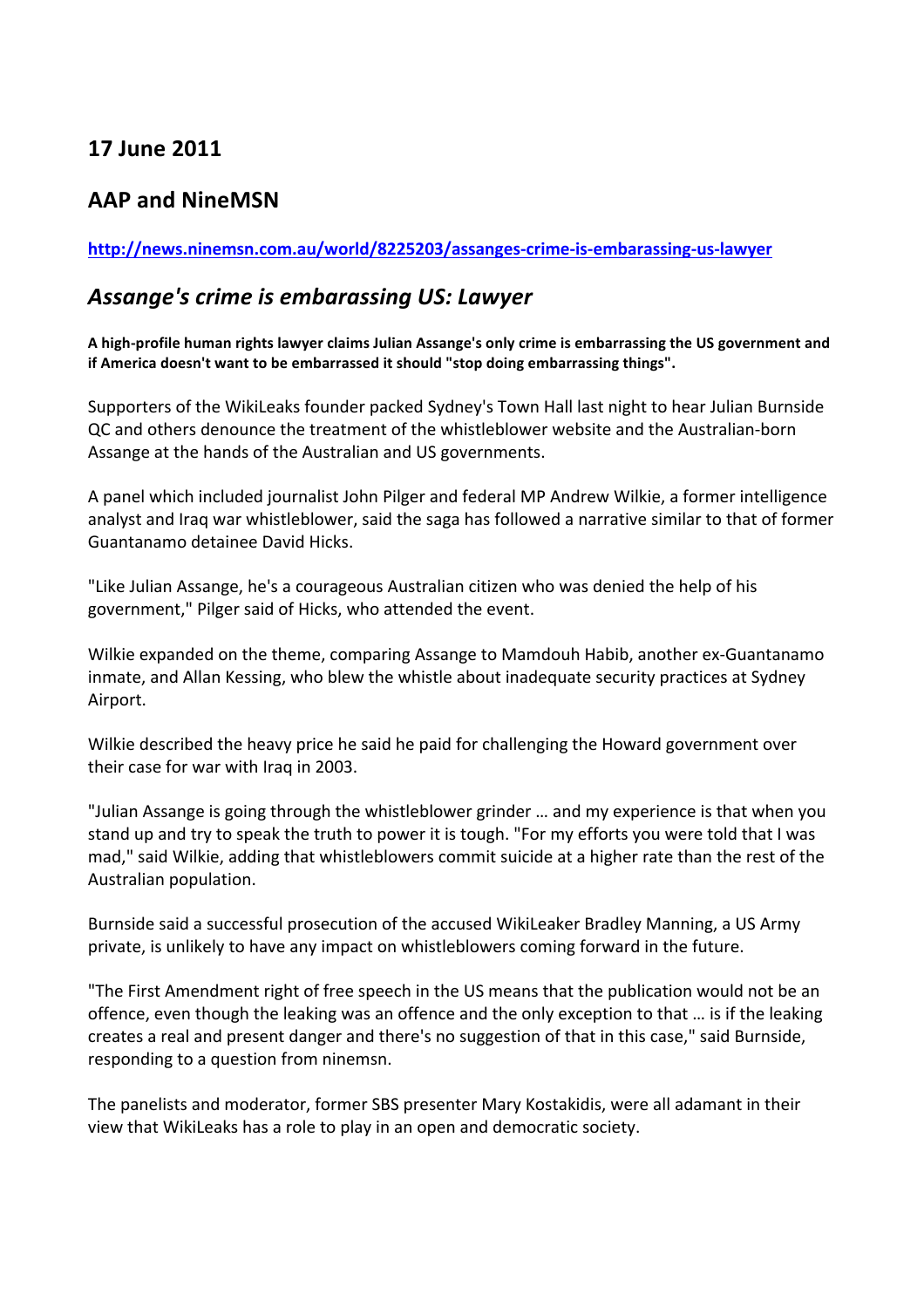## 17 June 2011

## AAP and NineMSN

**http://news.ninemsn.com.au/world/8225203/assanges-crime-is-embarassing-us-lawyer**

## *Assange's crime is embarassing US: Lawyer*

**A high-profile human rights lawyer claims Julian Assange's only crime is embarrassing the US government and if America doesn't want to be embarrassed it should "stop doing embarrassing things".**

Supporters of the WikiLeaks founder packed Sydney's Town Hall last night to hear Julian Burnside QC and others denounce the treatment of the whistleblower website and the Australian-born Assange at the hands of the Australian and US governments.

A panel which included journalist John Pilger and federal MP Andrew Wilkie, a former intelligence analyst and Iraq war whistleblower, said the saga has followed a narrative similar to that of former Guantanamo detainee David Hicks.

"Like Julian Assange, he's a courageous Australian citizen who was denied the help of his government," Pilger said of Hicks, who attended the event.

Wilkie expanded on the theme, comparing Assange to Mamdouh Habib, another ex-Guantanamo inmate, and Allan Kessing, who blew the whistle about inadequate security practices at Sydney Airport.

Wilkie described the heavy price he said he paid for challenging the Howard government over their case for war with Iraq in 2003.

"Julian Assange is going through the whistleblower grinder … and my experience is that when you stand up and try to speak the truth to power it is tough. "For my efforts you were told that I was mad," said Wilkie, adding that whistleblowers commit suicide at a higher rate than the rest of the Australian population.

Burnside said a successful prosecution of the accused WikiLeaker Bradley Manning, a US Army private, is unlikely to have any impact on whistleblowers coming forward in the future.

"The First Amendment right of free speech in the US means that the publication would not be an offence, even though the leaking was an offence and the only exception to that … is if the leaking creates a real and present danger and there's no suggestion of that in this case," said Burnside, responding to a question from ninemsn.

The panelists and moderator, former SBS presenter Mary Kostakidis, were all adamant in their view that WikiLeaks has a role to play in an open and democratic society.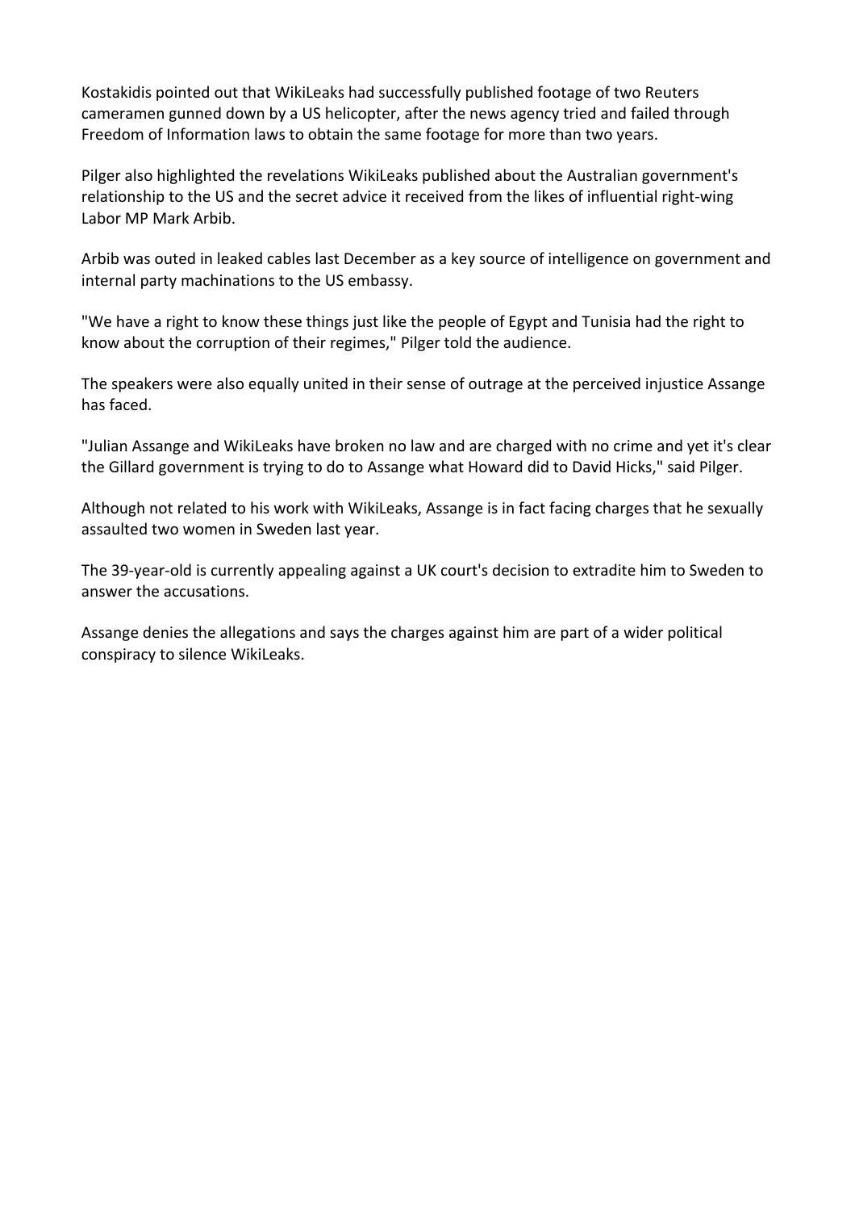Kostakidis pointed out that WikiLeaks had successfully published footage of two Reuters cameramen gunned down by a US helicopter, after the news agency tried and failed through Freedom of Information laws to obtain the same footage for more than two years.

Pilger also highlighted the revelations WikiLeaks published about the Australian government's relationship to the US and the secret advice it received from the likes of influential right-wing Labor MP Mark Arbib.

Arbib was outed in leaked cables last December as a key source of intelligence on government and internal party machinations to the US embassy.

"We have a right to know these things just like the people of Egypt and Tunisia had the right to know about the corruption of their regimes," Pilger told the audience.

The speakers were also equally united in their sense of outrage at the perceived injustice Assange has faced.

"Julian Assange and WikiLeaks have broken no law and are charged with no crime and yet it's clear the Gillard government is trying to do to Assange what Howard did to David Hicks," said Pilger.

Although not related to his work with WikiLeaks, Assange is in fact facing charges that he sexually assaulted two women in Sweden last year.

The 39-year-old is currently appealing against a UK court's decision to extradite him to Sweden to answer the accusations.

Assange denies the allegations and says the charges against him are part of a wider political conspiracy to silence WikiLeaks.